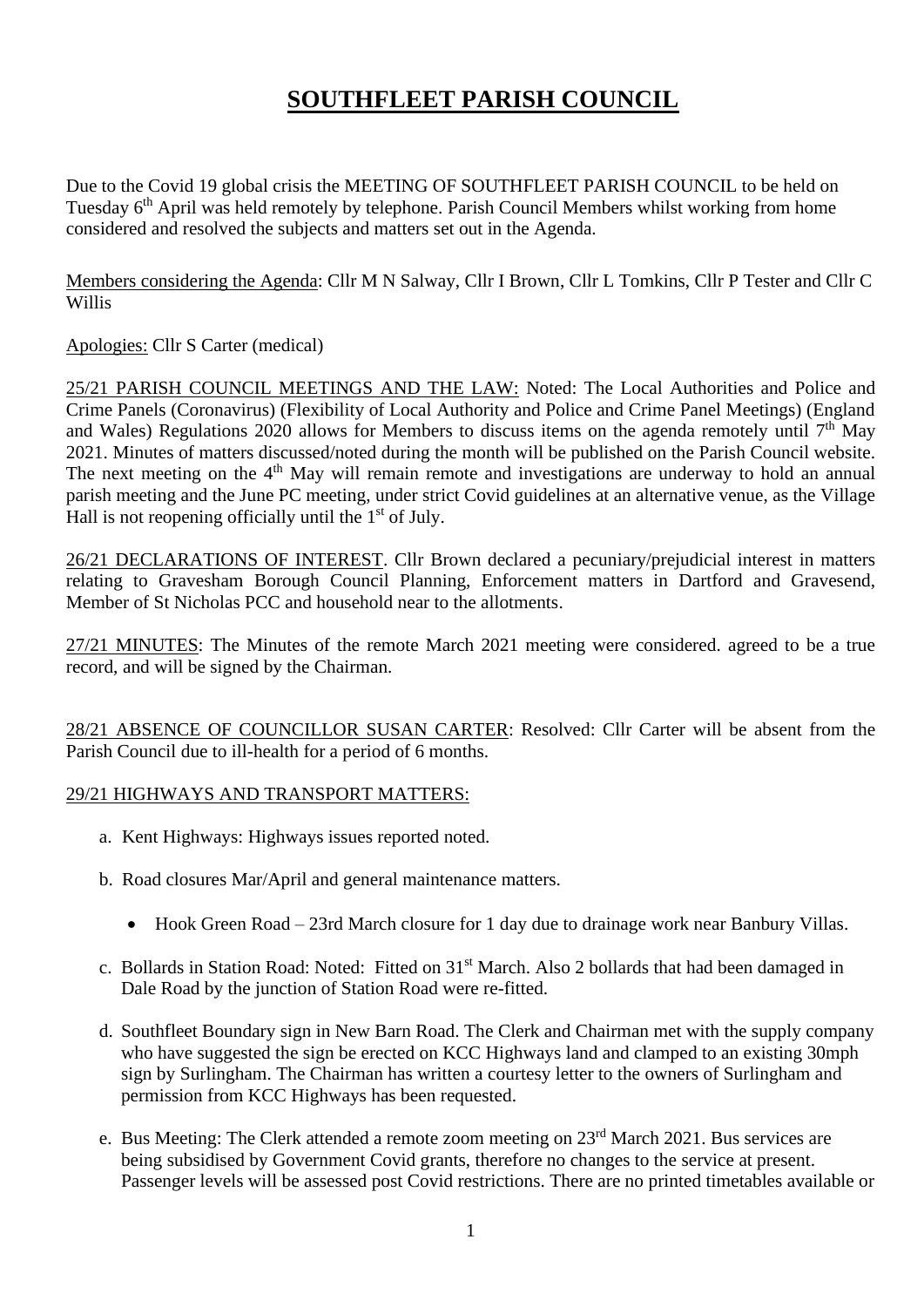# SOUTHFLEET PARISH COUNCIL

Due to the Covid 19 global crisis the MEETING OF SOUTHFLEET PARISH COUNCIL to be held on Tuesday 6th April was held remotely by telephone. Parish Council Members whilst working from home considered and resolved the subjects and matters set out in the Agenda.

Members considering the Agenda: Cllr M N Salway, Cllr I Brown, Cllr L Tomkins, Cllr P Tester and Cllr C Willis

Apologies: Cllr S Carter (medical)

25/21 PARISH COUNCIL MEETINGS AND THE LAW: Noted: The Local Authorities and Police and Crime Panels (Coronavirus) (Flexibility of Local Authority and Police and Crime Panel Meetings) (England and Wales) Regulations 2020 allows for Members to discuss items on the agenda remotely until 7th May 2021. Minutes of matters discussed/noted during the month will be published on the Parish Council website. The next meeting on the 4th May will remain remote and investigations are underway to hold an annual parish meeting and the June PC meeting, under strict Covid guidelines at an alternative venue, as the Village Hall is not reopening officially until the 1st of July.

26/21 DECLARATIONS OF INTEREST. Cllr Brown declared a pecuniary/prejudicial interest in matters relating to Gravesham Borough Council Planning, Enforcement matters in Dartford and Gravesend, Member of St Nicholas PCC and household near to the allotments.

27/21 MINUTES: The Minutes of the remote March 2021 meeting were considered. agreed to be a true record, and will be signed by the Chairman.

28/21 ABSENCE OF COUNCILLOR SUSAN CARTER: Resolved: Cllr Carter will be absent from the Parish Council due to ill-health for a period of 6 months.

29/21 HIGHWAYS AND TRANSPORT MATTERS:

a. Kent Highways: Highways issues reported noted.

b. Road closures Mar/April and general maintenance matters.

   - Hook Green Road – 23rd March closure for 1 day due to drainage work near Banbury Villas.

c. Bollards in Station Road: Noted: Fitted on 31st March. Also 2 bollards that had been damaged in Dale Road by the junction of Station Road were re-fitted.

d. Southfleet Boundary sign in New Barn Road. The Clerk and Chairman met with the supply company who have suggested the sign be erected on KCC Highways land and clamped to an existing 30mph sign by Surlingham. The Chairman has written a courtesy letter to the owners of Surlingham and permission from KCC Highways has been requested.

e. Bus Meeting: The Clerk attended a remote zoom meeting on 23rd March 2021. Bus services are being subsidised by Government Covid grants, therefore no changes to the service at present. Passenger levels will be assessed post Covid restrictions. There are no printed timetables available or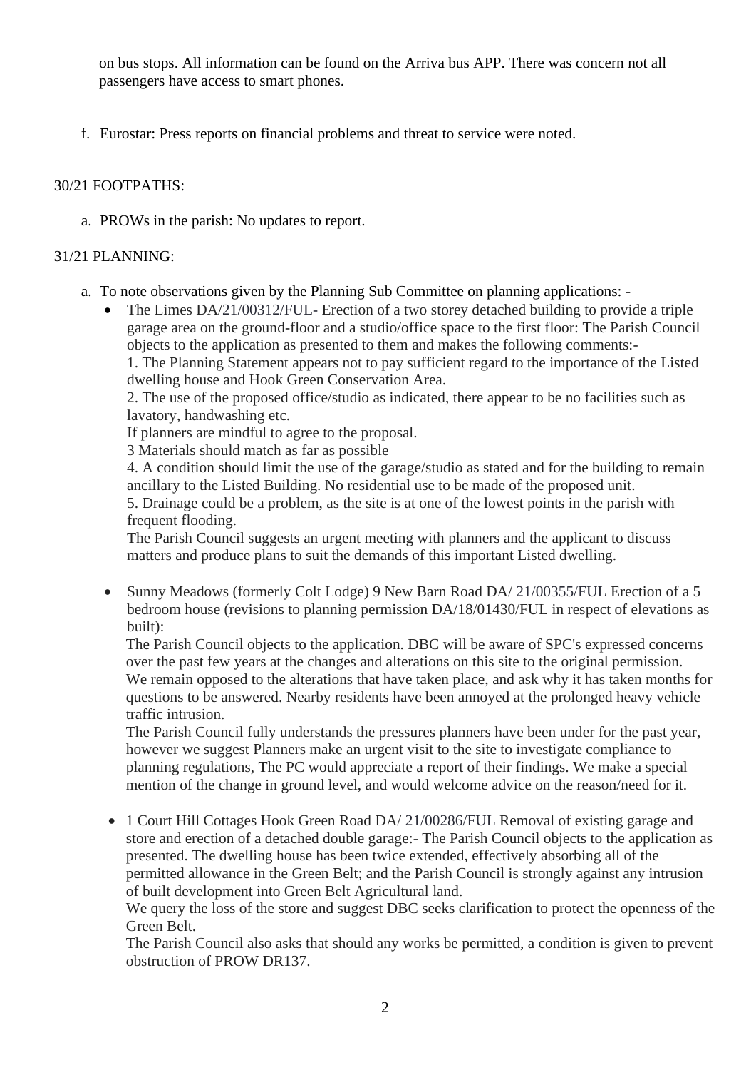on bus stops. All information can be found on the Arriva bus APP. There was concern not all passengers have access to smart phones.

f. Eurostar: Press reports on financial problems and threat to service were noted.

30/21 FOOTPATHS:

a. PROWs in the parish: No updates to report.

31/21 PLANNING:

a. To note observations given by the Planning Sub Committee on planning applications: -
   - The Limes DA/21/00312/FUL- Erection of a two storey detached building to provide a triple garage area on the ground-floor and a studio/office space to the first floor: The Parish Council objects to the application as presented to them and makes the following comments:-
     1. The Planning Statement appears not to pay sufficient regard to the importance of the Listed dwelling house and Hook Green Conservation Area.
     2. The use of the proposed office/studio as indicated, there appear to be no facilities such as lavatory, handwashing etc.
     If planners are mindful to agree to the proposal.
     3 Materials should match as far as possible
     4. A condition should limit the use of the garage/studio as stated and for the building to remain ancillary to the Listed Building. No residential use to be made of the proposed unit.
     5. Drainage could be a problem, as the site is at one of the lowest points in the parish with frequent flooding.
     The Parish Council suggests an urgent meeting with planners and the applicant to discuss matters and produce plans to suit the demands of this important Listed dwelling.

   - Sunny Meadows (formerly Colt Lodge) 9 New Barn Road DA/ 21/00355/FUL Erection of a 5 bedroom house (revisions to planning permission DA/18/01430/FUL in respect of elevations as built):
     The Parish Council objects to the application. DBC will be aware of SPC's expressed concerns over the past few years at the changes and alterations on this site to the original permission. We remain opposed to the alterations that have taken place, and ask why it has taken months for questions to be answered. Nearby residents have been annoyed at the prolonged heavy vehicle traffic intrusion.
     The Parish Council fully understands the pressures planners have been under for the past year, however we suggest Planners make an urgent visit to the site to investigate compliance to planning regulations, The PC would appreciate a report of their findings. We make a special mention of the change in ground level, and would welcome advice on the reason/need for it.

   - 1 Court Hill Cottages Hook Green Road DA/ 21/00286/FUL Removal of existing garage and store and erection of a detached double garage:- The Parish Council objects to the application as presented. The dwelling house has been twice extended, effectively absorbing all of the permitted allowance in the Green Belt; and the Parish Council is strongly against any intrusion of built development into Green Belt Agricultural land.
     We query the loss of the store and suggest DBC seeks clarification to protect the openness of the Green Belt.
     The Parish Council also asks that should any works be permitted, a condition is given to prevent obstruction of PROW DR137.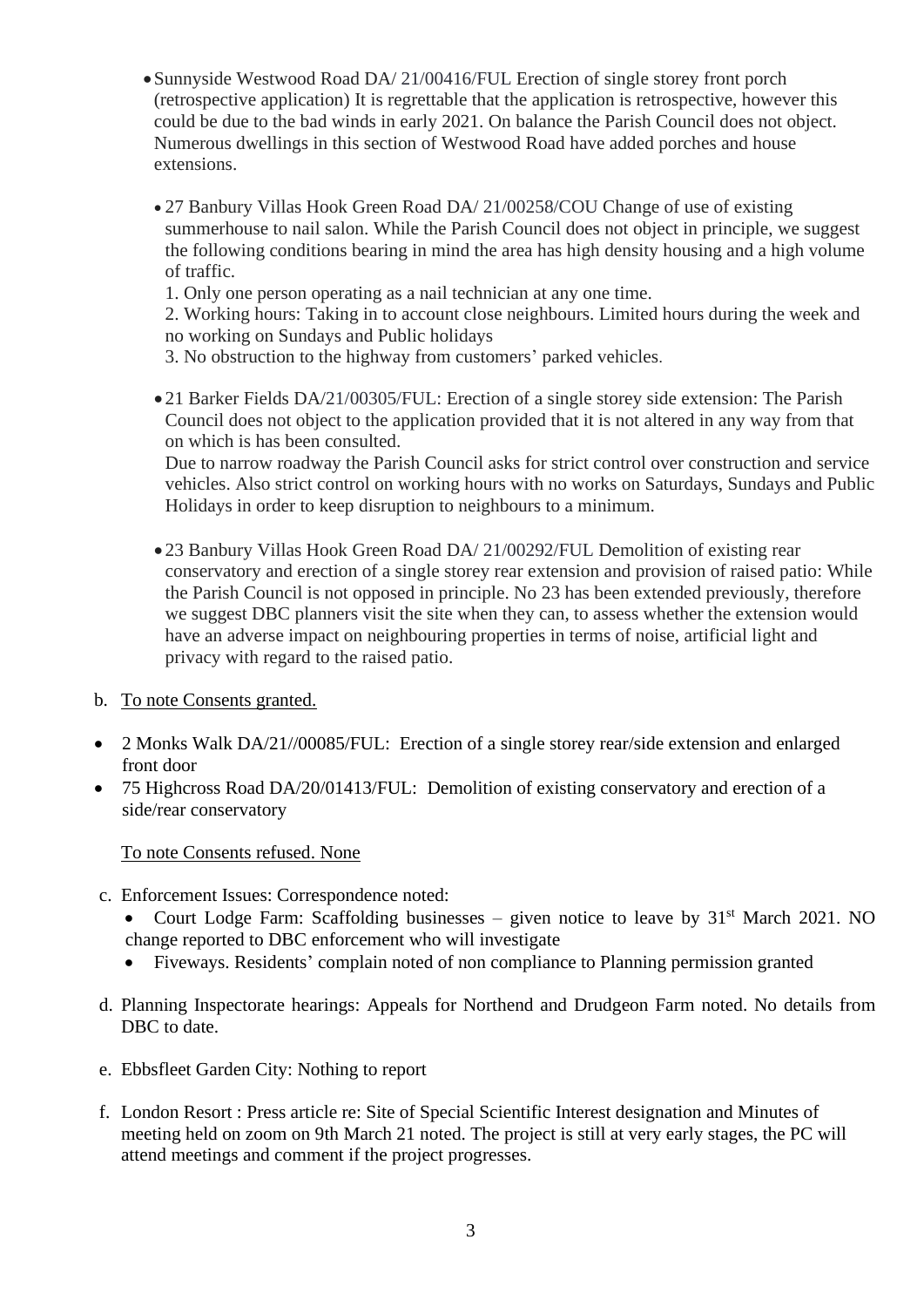- Sunnyside Westwood Road DA/ 21/00416/FUL Erection of single storey front porch (retrospective application) It is regrettable that the application is retrospective, however this could be due to the bad winds in early 2021. On balance the Parish Council does not object. Numerous dwellings in this section of Westwood Road have added porches and house extensions.

- 27 Banbury Villas Hook Green Road DA/ 21/00258/COU Change of use of existing summerhouse to nail salon. While the Parish Council does not object in principle, we suggest the following conditions bearing in mind the area has high density housing and a high volume of traffic.
  1. Only one person operating as a nail technician at any one time.
  2. Working hours: Taking in to account close neighbours. Limited hours during the week and no working on Sundays and Public holidays
  3. No obstruction to the highway from customers' parked vehicles.

- 21 Barker Fields DA/21/00305/FUL: Erection of a single storey side extension: The Parish Council does not object to the application provided that it is not altered in any way from that on which is has been consulted.
  Due to narrow roadway the Parish Council asks for strict control over construction and service vehicles. Also strict control on working hours with no works on Saturdays, Sundays and Public Holidays in order to keep disruption to neighbours to a minimum.

- 23 Banbury Villas Hook Green Road DA/ 21/00292/FUL Demolition of existing rear conservatory and erection of a single storey rear extension and provision of raised patio: While the Parish Council is not opposed in principle. No 23 has been extended previously, therefore we suggest DBC planners visit the site when they can, to assess whether the extension would have an adverse impact on neighbouring properties in terms of noise, artificial light and privacy with regard to the raised patio.

b. To note Consents granted.

- 2 Monks Walk DA/21//00085/FUL: Erection of a single storey rear/side extension and enlarged front door
- 75 Highcross Road DA/20/01413/FUL: Demolition of existing conservatory and erection of a side/rear conservatory

To note Consents refused. None

c. Enforcement Issues: Correspondence noted:
   - Court Lodge Farm: Scaffolding businesses – given notice to leave by 31st March 2021. NO change reported to DBC enforcement who will investigate
   - Fiveways. Residents' complain noted of non compliance to Planning permission granted

d. Planning Inspectorate hearings: Appeals for Northend and Drudgeon Farm noted. No details from DBC to date.

e. Ebbsfleet Garden City: Nothing to report

f. London Resort : Press article re: Site of Special Scientific Interest designation and Minutes of meeting held on zoom on 9th March 21 noted. The project is still at very early stages, the PC will attend meetings and comment if the project progresses.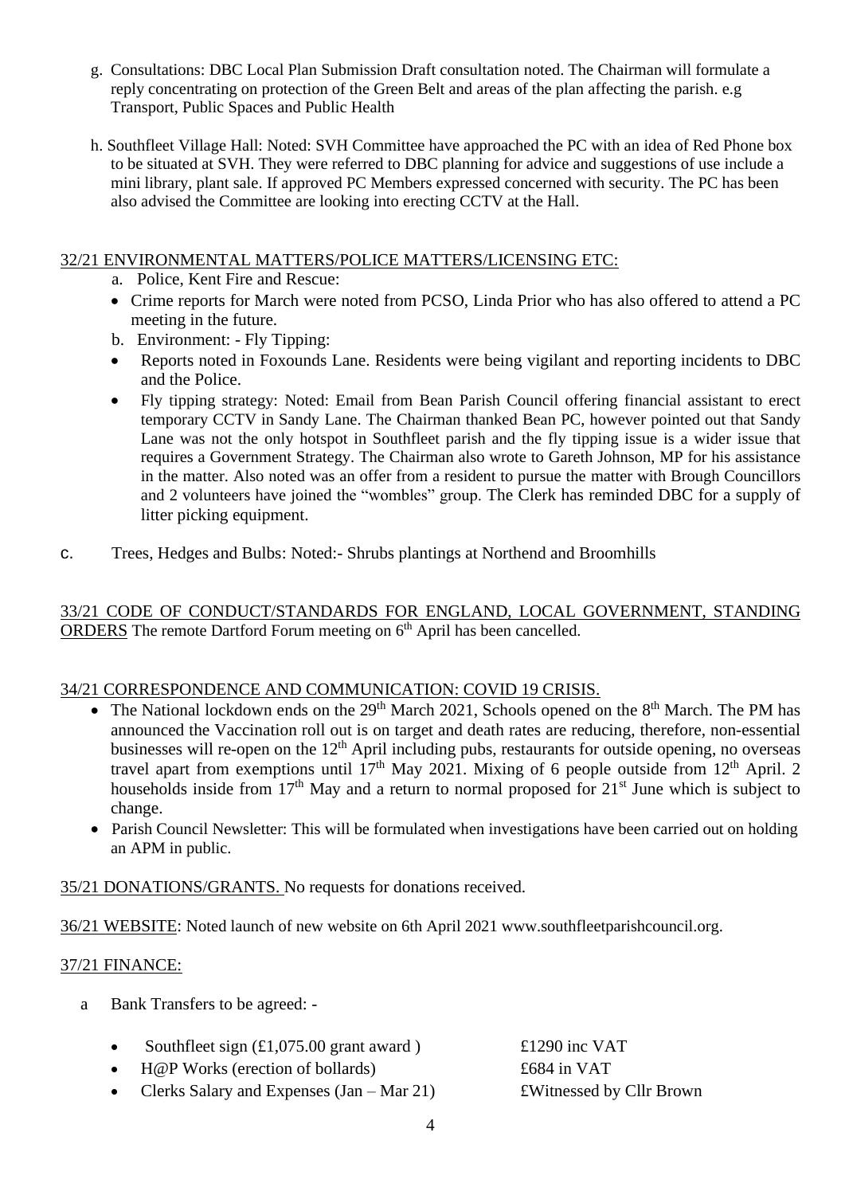g. Consultations: DBC Local Plan Submission Draft consultation noted. The Chairman will formulate a reply concentrating on protection of the Green Belt and areas of the plan affecting the parish. e.g Transport, Public Spaces and Public Health

h. Southfleet Village Hall: Noted: SVH Committee have approached the PC with an idea of Red Phone box to be situated at SVH. They were referred to DBC planning for advice and suggestions of use include a mini library, plant sale. If approved PC Members expressed concerned with security. The PC has been also advised the Committee are looking into erecting CCTV at the Hall.

32/21 ENVIRONMENTAL MATTERS/POLICE MATTERS/LICENSING ETC:

a. Police, Kent Fire and Rescue:
- Crime reports for March were noted from PCSO, Linda Prior who has also offered to attend a PC meeting in the future.

b. Environment: - Fly Tipping:
- Reports noted in Foxounds Lane. Residents were being vigilant and reporting incidents to DBC and the Police.
- Fly tipping strategy: Noted: Email from Bean Parish Council offering financial assistant to erect temporary CCTV in Sandy Lane. The Chairman thanked Bean PC, however pointed out that Sandy Lane was not the only hotspot in Southfleet parish and the fly tipping issue is a wider issue that requires a Government Strategy. The Chairman also wrote to Gareth Johnson, MP for his assistance in the matter. Also noted was an offer from a resident to pursue the matter with Brough Councillors and 2 volunteers have joined the "wombles" group. The Clerk has reminded DBC for a supply of litter picking equipment.

c. Trees, Hedges and Bulbs: Noted:- Shrubs plantings at Northend and Broomhills

33/21 CODE OF CONDUCT/STANDARDS FOR ENGLAND, LOCAL GOVERNMENT, STANDING ORDERS The remote Dartford Forum meeting on 6th April has been cancelled.

34/21 CORRESPONDENCE AND COMMUNICATION: COVID 19 CRISIS.

- The National lockdown ends on the 29th March 2021, Schools opened on the 8th March. The PM has announced the Vaccination roll out is on target and death rates are reducing, therefore, non-essential businesses will re-open on the 12th April including pubs, restaurants for outside opening, no overseas travel apart from exemptions until 17th May 2021. Mixing of 6 people outside from 12th April. 2 households inside from 17th May and a return to normal proposed for 21st June which is subject to change.
- Parish Council Newsletter: This will be formulated when investigations have been carried out on holding an APM in public.

35/21 DONATIONS/GRANTS. No requests for donations received.

36/21 WEBSITE: Noted launch of new website on 6th April 2021 www.southfleetparishcouncil.org.

37/21 FINANCE:

a Bank Transfers to be agreed: -

- Southfleet sign (£1,075.00 grant award ) — £1290 inc VAT
- H@P Works (erection of bollards) — £684 in VAT
- Clerks Salary and Expenses (Jan – Mar 21) — £Witnessed by Cllr Brown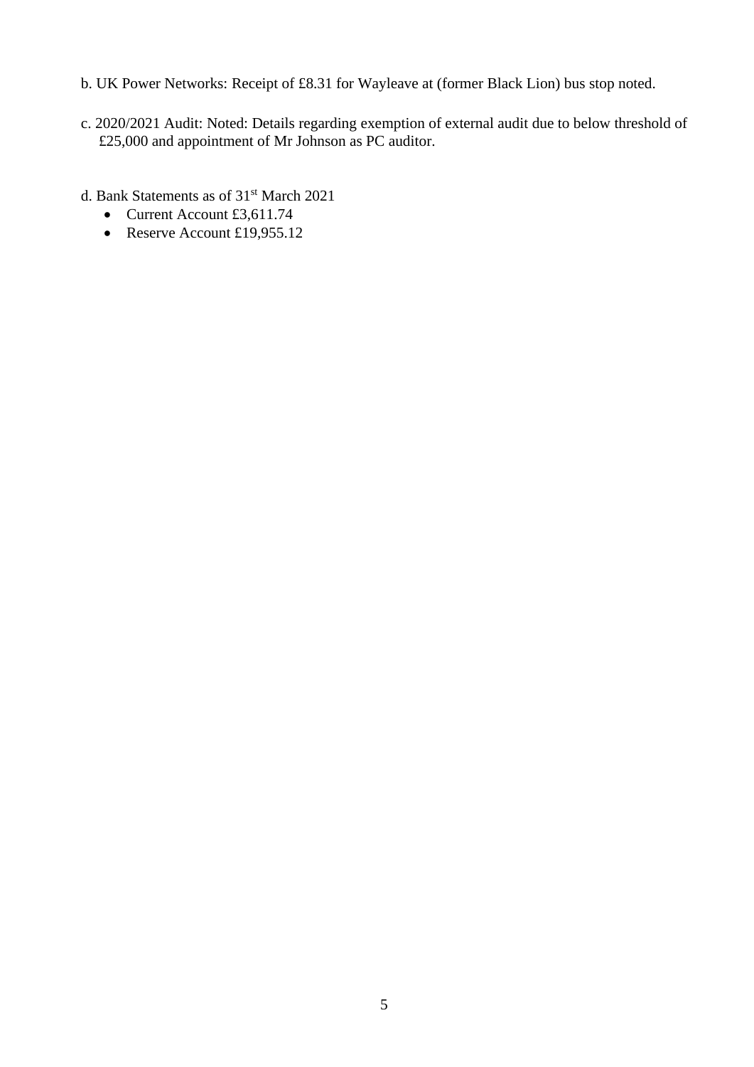b. UK Power Networks: Receipt of £8.31 for Wayleave at (former Black Lion) bus stop noted.

c. 2020/2021 Audit: Noted: Details regarding exemption of external audit due to below threshold of £25,000 and appointment of Mr Johnson as PC auditor.

d. Bank Statements as of 31st March 2021

- Current Account £3,611.74
- Reserve Account £19,955.12